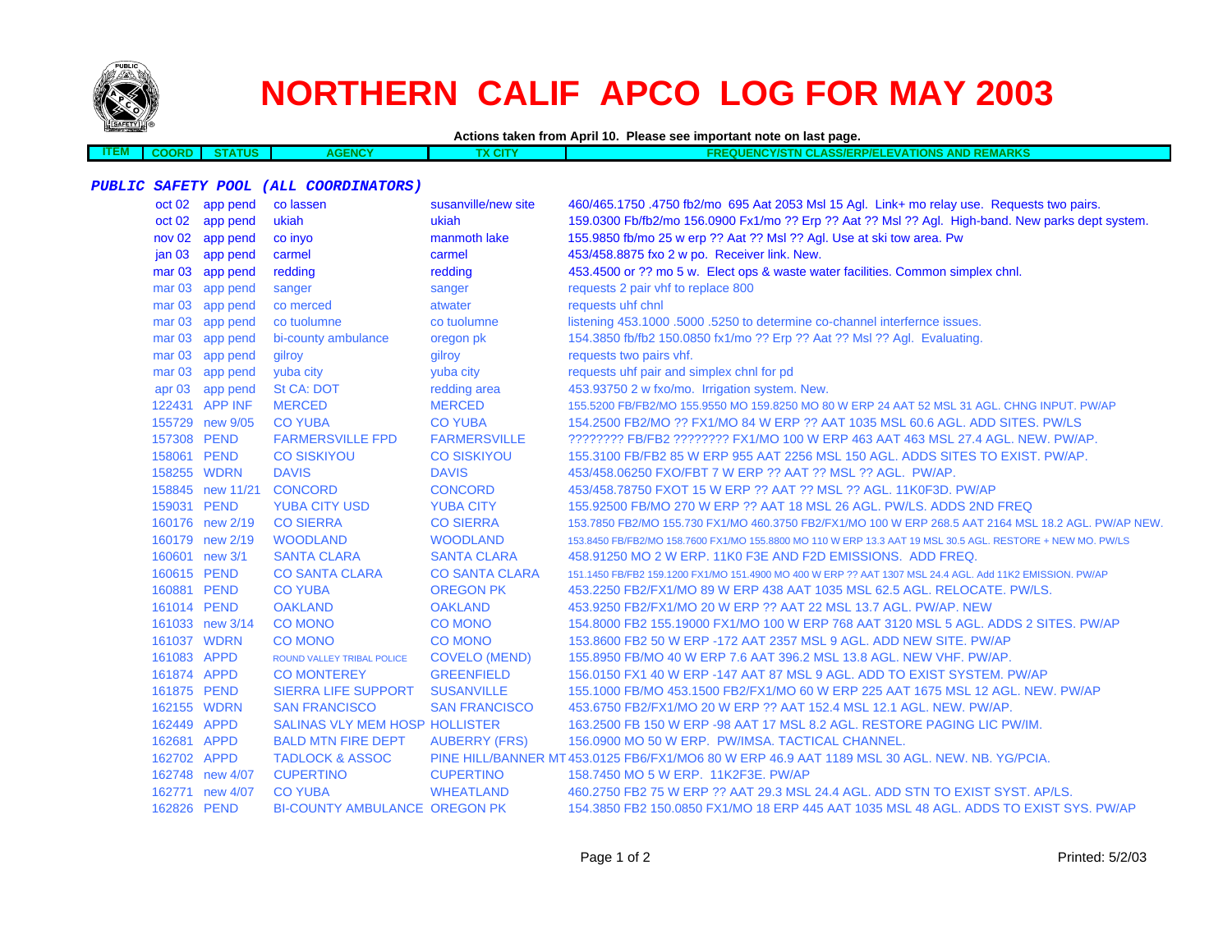# NORTHERN CALIF APCO LOG FOR MAY 2003

**Actions taken from April 10. Please see important note on last page.**

| ITEM | COORD | STATUS | AGENCY | TX CITY | FREQUENCY/STN CLASS/ERP/ELEVATIONS AND REMARKS |
|---|---|---|---|---|---|
| ***PUBLIC SAFETY POOL (ALL COORDINATORS)*** | | | | | |
| | oct 02 | app pend | co lassen | susanville/new site | 460/465.1750 .4750 fb2/mo 695 Aat 2053 Msl 15 Agl. Link+ mo relay use. Requests two pairs. |
| | oct 02 | app pend | ukiah | ukiah | 159.0300 Fb/fb2/mo 156.0900 Fx1/mo ?? Erp ?? Aat ?? Msl ?? Agl. High-band. New parks dept system. |
| | nov 02 | app pend | co inyo | manmoth lake | 155.9850 fb/mo 25 w erp ?? Aat ?? Msl ?? Agl. Use at ski tow area. Pw |
| | jan 03 | app pend | carmel | carmel | 453/458.8875 fxo 2 w po. Receiver link. New. |
| | mar 03 | app pend | redding | redding | 453.4500 or ?? mo 5 w. Elect ops & waste water facilities. Common simplex chnl. |
| | mar 03 | app pend | sanger | sanger | requests 2 pair vhf to replace 800 |
| | mar 03 | app pend | co merced | atwater | requests uhf chnl |
| | mar 03 | app pend | co tuolumne | co tuolumne | listening 453.1000 .5000 .5250 to determine co-channel interfernce issues. |
| | mar 03 | app pend | bi-county ambulance | oregon pk | 154.3850 fb/fb2 150.0850 fx1/mo ?? Erp ?? Aat ?? Msl ?? Agl. Evaluating. |
| | mar 03 | app pend | gilroy | gilroy | requests two pairs vhf. |
| | mar 03 | app pend | yuba city | yuba city | requests uhf pair and simplex chnl for pd |
| | apr 03 | app pend | St CA: DOT | redding area | 453.93750 2 w fxo/mo. Irrigation system. New. |
| | 122431 | APP INF | MERCED | MERCED | 155.5200 FB/FB2/MO 155.9550 MO 159.8250 MO 80 W ERP 24 AAT 52 MSL 31 AGL. CHNG INPUT. PW/AP |
| | 155729 | new 9/05 | CO YUBA | CO YUBA | 154.2500 FB2/MO ?? FX1/MO 84 W ERP ?? AAT 1035 MSL 60.6 AGL. ADD SITES. PW/LS |
| | 157308 | PEND | FARMERSVILLE FPD | FARMERSVILLE | ???????? FB/FB2 ???????? FX1/MO 100 W ERP 463 AAT 463 MSL 27.4 AGL. NEW. PW/AP. |
| | 158061 | PEND | CO SISKIYOU | CO SISKIYOU | 155.3100 FB/FB2 85 W ERP 955 AAT 2256 MSL 150 AGL. ADDS SITES TO EXIST. PW/AP. |
| | 158255 | WDRN | DAVIS | DAVIS | 453/458.06250 FXO/FBT 7 W ERP ?? AAT ?? MSL ?? AGL. PW/AP. |
| | 158845 | new 11/21 | CONCORD | CONCORD | 453/458.78750 FXOT 15 W ERP ?? AAT ?? MSL ?? AGL. 11K0F3D. PW/AP |
| | 159031 | PEND | YUBA CITY USD | YUBA CITY | 155.92500 FB/MO 270 W ERP ?? AAT 18 MSL 26 AGL. PW/LS. ADDS 2ND FREQ |
| | 160176 | new 2/19 | CO SIERRA | CO SIERRA | 153.7850 FB2/MO 155.730 FX1/MO 460.3750 FB2/FX1/MO 100 W ERP 268.5 AAT 2164 MSL 18.2 AGL. PW/AP NEW. |
| | 160179 | new 2/19 | WOODLAND | WOODLAND | 153.8450 FB/FB2/MO 158.7600 FX1/MO 155.8800 MO 110 W ERP 13.3 AAT 19 MSL 30.5 AGL. RESTORE + NEW MO. PW/LS |
| | 160601 | new 3/1 | SANTA CLARA | SANTA CLARA | 458.91250 MO 2 W ERP. 11K0 F3E AND F2D EMISSIONS. ADD FREQ. |
| | 160615 | PEND | CO SANTA CLARA | CO SANTA CLARA | 151.1450 FB/FB2 159.1200 FX1/MO 151.4900 MO 400 W ERP ?? AAT 1307 MSL 24.4 AGL. Add 11K2 EMISSION. PW/AP |
| | 160881 | PEND | CO YUBA | OREGON PK | 453.2250 FB2/FX1/MO 89 W ERP 438 AAT 1035 MSL 62.5 AGL. RELOCATE. PW/LS. |
| | 161014 | PEND | OAKLAND | OAKLAND | 453.9250 FB2/FX1/MO 20 W ERP ?? AAT 22 MSL 13.7 AGL. PW/AP. NEW |
| | 161033 | new 3/14 | CO MONO | CO MONO | 154.8000 FB2 155.19000 FX1/MO 100 W ERP 768 AAT 3120 MSL 5 AGL. ADDS 2 SITES. PW/AP |
| | 161037 | WDRN | CO MONO | CO MONO | 153.8600 FB2 50 W ERP -172 AAT 2357 MSL 9 AGL. ADD NEW SITE. PW/AP |
| | 161083 | APPD | ROUND VALLEY TRIBAL POLICE | COVELO (MEND) | 155.8950 FB/MO 40 W ERP 7.6 AAT 396.2 MSL 13.8 AGL. NEW VHF. PW/AP. |
| | 161874 | APPD | CO MONTEREY | GREENFIELD | 156.0150 FX1 40 W ERP -147 AAT 87 MSL 9 AGL. ADD TO EXIST SYSTEM. PW/AP |
| | 161875 | PEND | SIERRA LIFE SUPPORT | SUSANVILLE | 155.1000 FB/MO 453.1500 FB2/FX1/MO 60 W ERP 225 AAT 1675 MSL 12 AGL. NEW. PW/AP |
| | 162155 | WDRN | SAN FRANCISCO | SAN FRANCISCO | 453.6750 FB2/FX1/MO 20 W ERP ?? AAT 152.4 MSL 12.1 AGL. NEW. PW/AP. |
| | 162449 | APPD | SALINAS VLY MEM HOSP | HOLLISTER | 163.2500 FB 150 W ERP -98 AAT 17 MSL 8.2 AGL. RESTORE PAGING LIC PW/IM. |
| | 162681 | APPD | BALD MTN FIRE DEPT | AUBERRY (FRS) | 156.0900 MO 50 W ERP. PW/IMSA. TACTICAL CHANNEL. |
| | 162702 | APPD | TADLOCK & ASSOC | PINE HILL/BANNER MT | 453.0125 FB6/FX1/MO6 80 W ERP 46.9 AAT 1189 MSL 30 AGL. NEW. NB. YG/PCIA. |
| | 162748 | new 4/07 | CUPERTINO | CUPERTINO | 158.7450 MO 5 W ERP. 11K2F3E. PW/AP |
| | 162771 | new 4/07 | CO YUBA | WHEATLAND | 460.2750 FB2 75 W ERP ?? AAT 29.3 MSL 24.4 AGL. ADD STN TO EXIST SYST. AP/LS. |
| | 162826 | PEND | BI-COUNTY AMBULANCE | OREGON PK | 154.3850 FB2 150.0850 FX1/MO 18 ERP 445 AAT 1035 MSL 48 AGL. ADDS TO EXIST SYS. PW/AP |

Printed: 5/2/03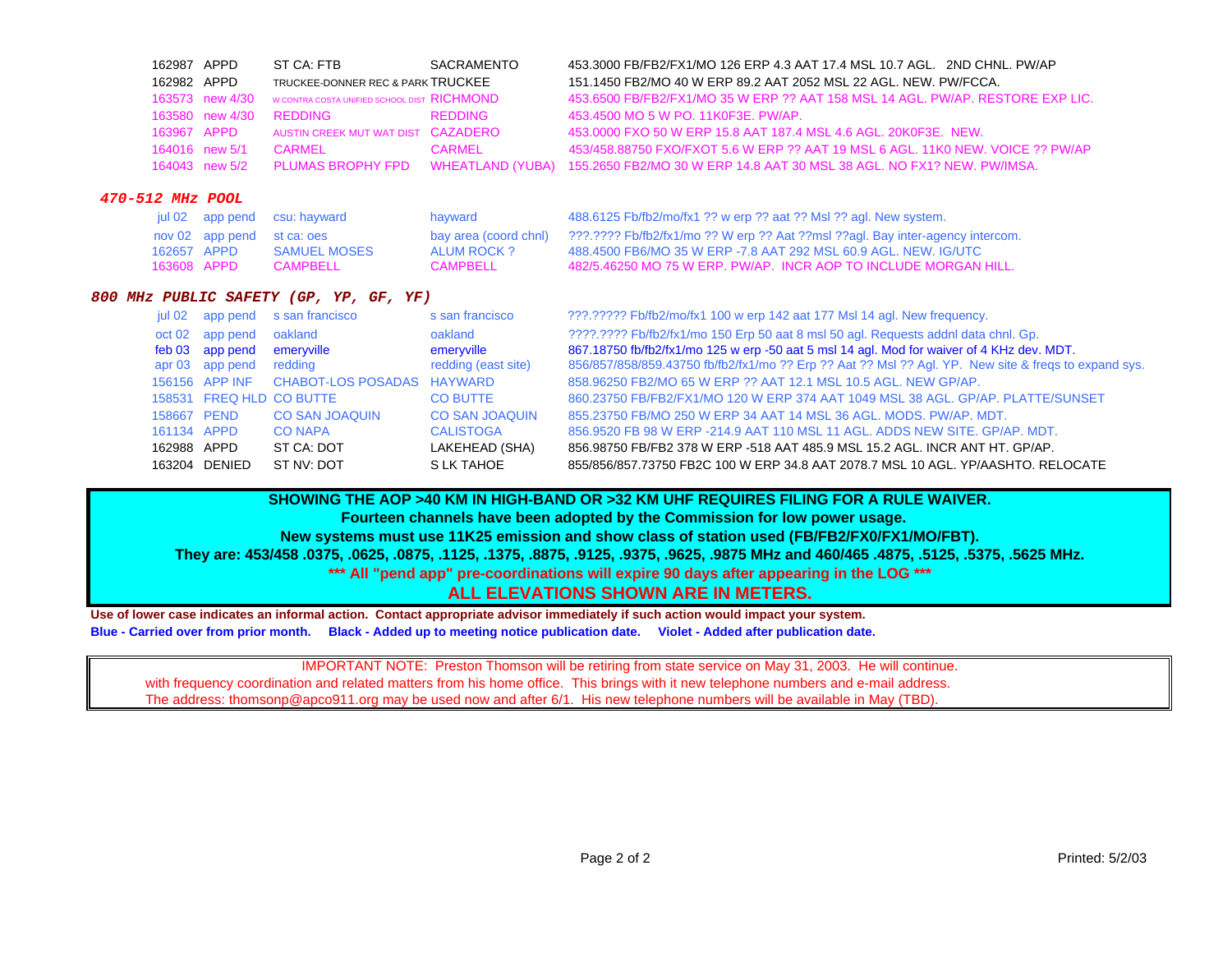| | | | | |
|---|---|---|---|---|
| 162987 | APPD | ST CA: FTB | SACRAMENTO | 453.3000 FB/FB2/FX1/MO 126 ERP 4.3 AAT 17.4 MSL 10.7 AGL. 2ND CHNL. PW/AP |
| 162982 | APPD | TRUCKEE-DONNER REC & PARK | TRUCKEE | 151.1450 FB2/MO 40 W ERP 89.2 AAT 2052 MSL 22 AGL. NEW. PW/FCCA. |
| 163573 | new 4/30 | W CONTRA COSTA UNIFIED SCHOOL DIST | RICHMOND | 453.6500 FB/FB2/FX1/MO 35 W ERP ?? AAT 158 MSL 14 AGL. PW/AP. RESTORE EXP LIC. |
| 163580 | new 4/30 | REDDING | REDDING | 453.4500 MO 5 W PO. 11K0F3E. PW/AP. |
| 163967 | APPD | AUSTIN CREEK MUT WAT DIST | CAZADERO | 453.0000 FXO 50 W ERP 15.8 AAT 187.4 MSL 4.6 AGL. 20K0F3E. NEW. |
| 164016 | new 5/1 | CARMEL | CARMEL | 453/458.88750 FXO/FXOT 5.6 W ERP ?? AAT 19 MSL 6 AGL. 11K0 NEW. VOICE ?? PW/AP |
| 164043 | new 5/2 | PLUMAS BROPHY FPD | WHEATLAND (YUBA) | 155.2650 FB2/MO 30 W ERP 14.8 AAT 30 MSL 38 AGL. NO FX1? NEW. PW/IMSA. |

### *470-512 MHz POOL*

| | | | | |
|---|---|---|---|---|
| jul 02 | app pend | csu: hayward | hayward | 488.6125 Fb/fb2/mo/fx1 ?? w erp ?? aat ?? Msl ?? agl. New system. |
| nov 02 | app pend | st ca: oes | bay area (coord chnl) | ???.???? Fb/fb2/fx1/mo ?? W erp ?? Aat ??msl ??agl. Bay inter-agency intercom. |
| 162657 | APPD | SAMUEL MOSES | ALUM ROCK ? | 488.4500 FB6/MO 35 W ERP -7.8 AAT 292 MSL 60.9 AGL. NEW. IG/UTC |
| 163608 | APPD | CAMPBELL | CAMPBELL | 482/5.46250 MO 75 W ERP. PW/AP. INCR AOP TO INCLUDE MORGAN HILL. |

### *800 MHz PUBLIC SAFETY (GP, YP, GF, YF)*

| | | | | |
|---|---|---|---|---|
| jul 02 | app pend | s san francisco | s san francisco | ???.????? Fb/fb2/mo/fx1 100 w erp 142 aat 177 Msl 14 agl. New frequency. |
| oct 02 | app pend | oakland | oakland | ????.???? Fb/fb2/fx1/mo 150 Erp 50 aat 8 msl 50 agl. Requests addnl data chnl. Gp. |
| feb 03 | app pend | emeryville | emeryville | 867.18750 fb/fb2/fx1/mo 125 w erp -50 aat 5 msl 14 agl. Mod for waiver of 4 KHz dev. MDT. |
| apr 03 | app pend | redding | redding (east site) | 856/857/858/859.43750 fb/fb2/fx1/mo ?? Erp ?? Aat ?? Msl ?? Agl. YP. New site & freqs to expand sys. |
| 156156 | APP INF | CHABOT-LOS POSADAS | HAYWARD | 858.96250 FB2/MO 65 W ERP ?? AAT 12.1 MSL 10.5 AGL. NEW GP/AP. |
| 158531 | FREQ HLD | CO BUTTE | CO BUTTE | 860.23750 FB/FB2/FX1/MO 120 W ERP 374 AAT 1049 MSL 38 AGL. GP/AP. PLATTE/SUNSET |
| 158667 | PEND | CO SAN JOAQUIN | CO SAN JOAQUIN | 855.23750 FB/MO 250 W ERP 34 AAT 14 MSL 36 AGL. MODS. PW/AP. MDT. |
| 161134 | APPD | CO NAPA | CALISTOGA | 856.9520 FB 98 W ERP -214.9 AAT 110 MSL 11 AGL. ADDS NEW SITE. GP/AP. MDT. |
| 162988 | APPD | ST CA: DOT | LAKEHEAD (SHA) | 856.98750 FB/FB2 378 W ERP -518 AAT 485.9 MSL 15.2 AGL. INCR ANT HT. GP/AP. |
| 163204 | DENIED | ST NV: DOT | S LK TAHOE | 855/856/857.73750 FB2C 100 W ERP 34.8 AAT 2078.7 MSL 10 AGL. YP/AASHTO. RELOCATE |

**SHOWING THE AOP >40 KM IN HIGH-BAND OR >32 KM UHF REQUIRES FILING FOR A RULE WAIVER.**
**Fourteen channels have been adopted by the Commission for low power usage.**
**New systems must use 11K25 emission and show class of station used (FB/FB2/FX0/FX1/MO/FBT).**
**They are: 453/458 .0375, .0625, .0875, .1125, .1375, .8875, .9125, .9375, .9625, .9875 MHz and 460/465 .4875, .5125, .5375, .5625 MHz.**
**\*\*\* All "pend app" pre-coordinations will expire 90 days after appearing in the LOG \*\*\***
**ALL ELEVATIONS SHOWN ARE IN METERS.**

**Use of lower case indicates an informal action. Contact appropriate advisor immediately if such action would impact your system.**
**Blue - Carried over from prior month. Black - Added up to meeting notice publication date. Violet - Added after publication date.**

IMPORTANT NOTE: Preston Thomson will be retiring from state service on May 31, 2003. He will continue. with frequency coordination and related matters from his home office. This brings with it new telephone numbers and e-mail address. The address: thomsonp@apco911.org may be used now and after 6/1. His new telephone numbers will be available in May (TBD).

Printed: 5/2/03